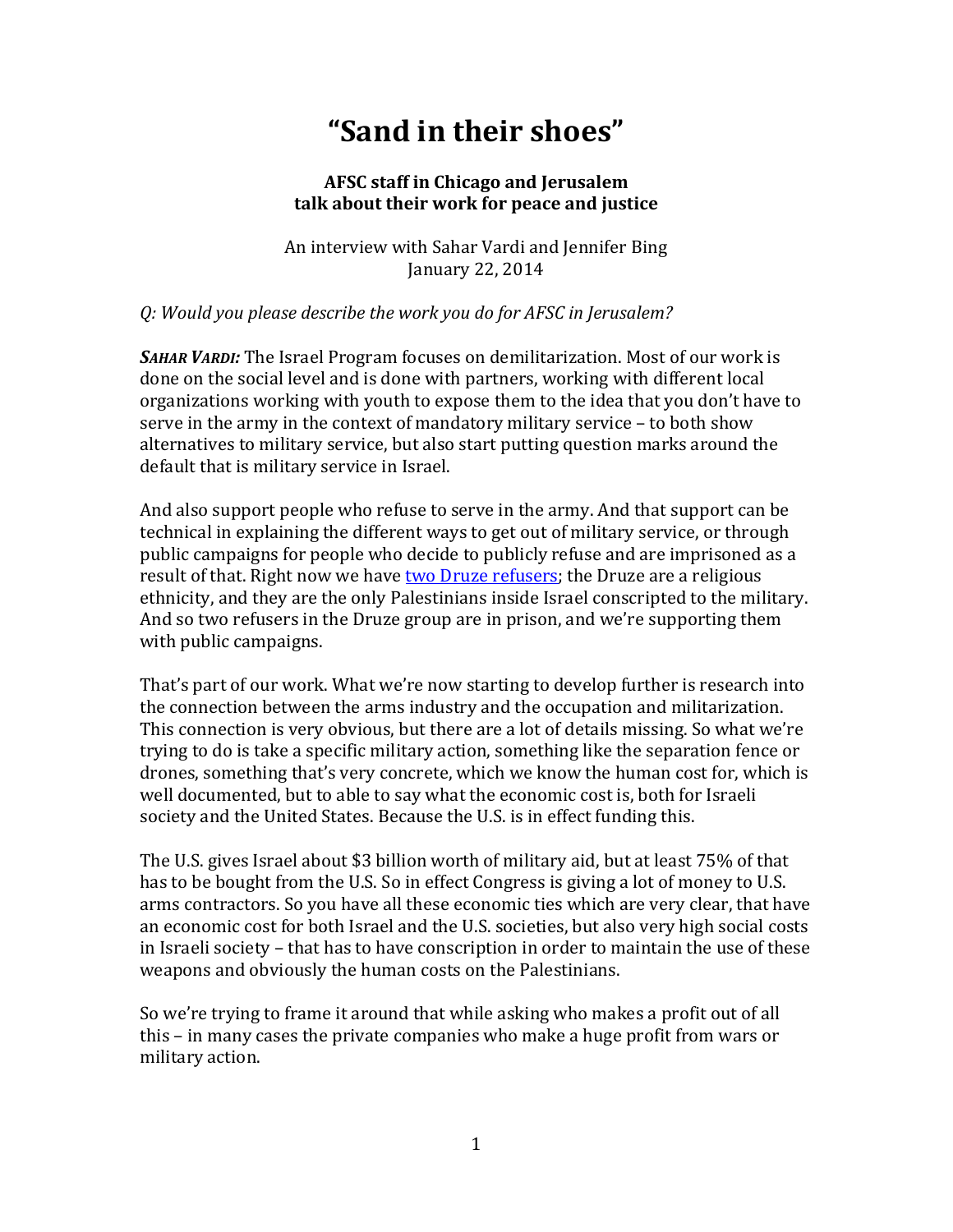# "Sand in their shoes"

**AFSC staff in Chicago and Jerusalem talk about their work for peace and justice**

An interview with Sahar Vardi and Jennifer Bing
January 22, 2014

*Q: Would you please describe the work you do for AFSC in Jerusalem?*

***SAHAR VARDI:*** The Israel Program focuses on demilitarization. Most of our work is done on the social level and is done with partners, working with different local organizations working with youth to expose them to the idea that you don't have to serve in the army in the context of mandatory military service – to both show alternatives to military service, but also start putting question marks around the default that is military service in Israel.

And also support people who refuse to serve in the army. And that support can be technical in explaining the different ways to get out of military service, or through public campaigns for people who decide to publicly refuse and are imprisoned as a result of that. Right now we have two Druze refusers; the Druze are a religious ethnicity, and they are the only Palestinians inside Israel conscripted to the military. And so two refusers in the Druze group are in prison, and we're supporting them with public campaigns.

That's part of our work. What we're now starting to develop further is research into the connection between the arms industry and the occupation and militarization. This connection is very obvious, but there are a lot of details missing. So what we're trying to do is take a specific military action, something like the separation fence or drones, something that's very concrete, which we know the human cost for, which is well documented, but to able to say what the economic cost is, both for Israeli society and the United States. Because the U.S. is in effect funding this.

The U.S. gives Israel about $3 billion worth of military aid, but at least 75% of that has to be bought from the U.S. So in effect Congress is giving a lot of money to U.S. arms contractors. So you have all these economic ties which are very clear, that have an economic cost for both Israel and the U.S. societies, but also very high social costs in Israeli society – that has to have conscription in order to maintain the use of these weapons and obviously the human costs on the Palestinians.

So we're trying to frame it around that while asking who makes a profit out of all this – in many cases the private companies who make a huge profit from wars or military action.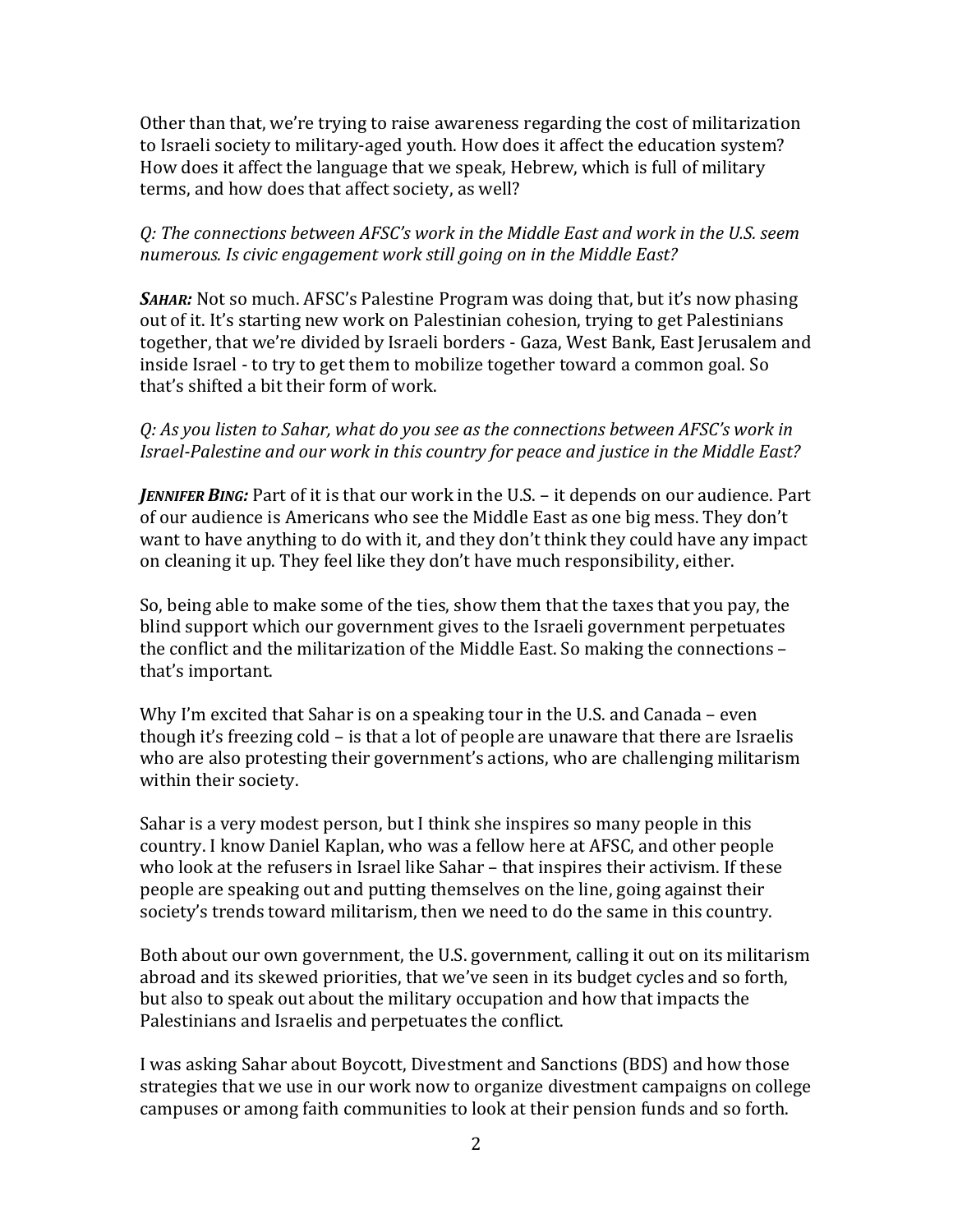Other than that, we're trying to raise awareness regarding the cost of militarization to Israeli society to military-aged youth. How does it affect the education system? How does it affect the language that we speak, Hebrew, which is full of military terms, and how does that affect society, as well?

*Q: The connections between AFSC's work in the Middle East and work in the U.S. seem numerous. Is civic engagement work still going on in the Middle East?*

***SAHAR:*** Not so much. AFSC's Palestine Program was doing that, but it's now phasing out of it. It's starting new work on Palestinian cohesion, trying to get Palestinians together, that we're divided by Israeli borders - Gaza, West Bank, East Jerusalem and inside Israel - to try to get them to mobilize together toward a common goal. So that's shifted a bit their form of work.

*Q: As you listen to Sahar, what do you see as the connections between AFSC's work in Israel-Palestine and our work in this country for peace and justice in the Middle East?*

***JENNIFER BING:*** Part of it is that our work in the U.S. – it depends on our audience. Part of our audience is Americans who see the Middle East as one big mess. They don't want to have anything to do with it, and they don't think they could have any impact on cleaning it up. They feel like they don't have much responsibility, either.

So, being able to make some of the ties, show them that the taxes that you pay, the blind support which our government gives to the Israeli government perpetuates the conflict and the militarization of the Middle East. So making the connections – that's important.

Why I'm excited that Sahar is on a speaking tour in the U.S. and Canada – even though it's freezing cold – is that a lot of people are unaware that there are Israelis who are also protesting their government's actions, who are challenging militarism within their society.

Sahar is a very modest person, but I think she inspires so many people in this country. I know Daniel Kaplan, who was a fellow here at AFSC, and other people who look at the refusers in Israel like Sahar – that inspires their activism. If these people are speaking out and putting themselves on the line, going against their society's trends toward militarism, then we need to do the same in this country.

Both about our own government, the U.S. government, calling it out on its militarism abroad and its skewed priorities, that we've seen in its budget cycles and so forth, but also to speak out about the military occupation and how that impacts the Palestinians and Israelis and perpetuates the conflict.

I was asking Sahar about Boycott, Divestment and Sanctions (BDS) and how those strategies that we use in our work now to organize divestment campaigns on college campuses or among faith communities to look at their pension funds and so forth.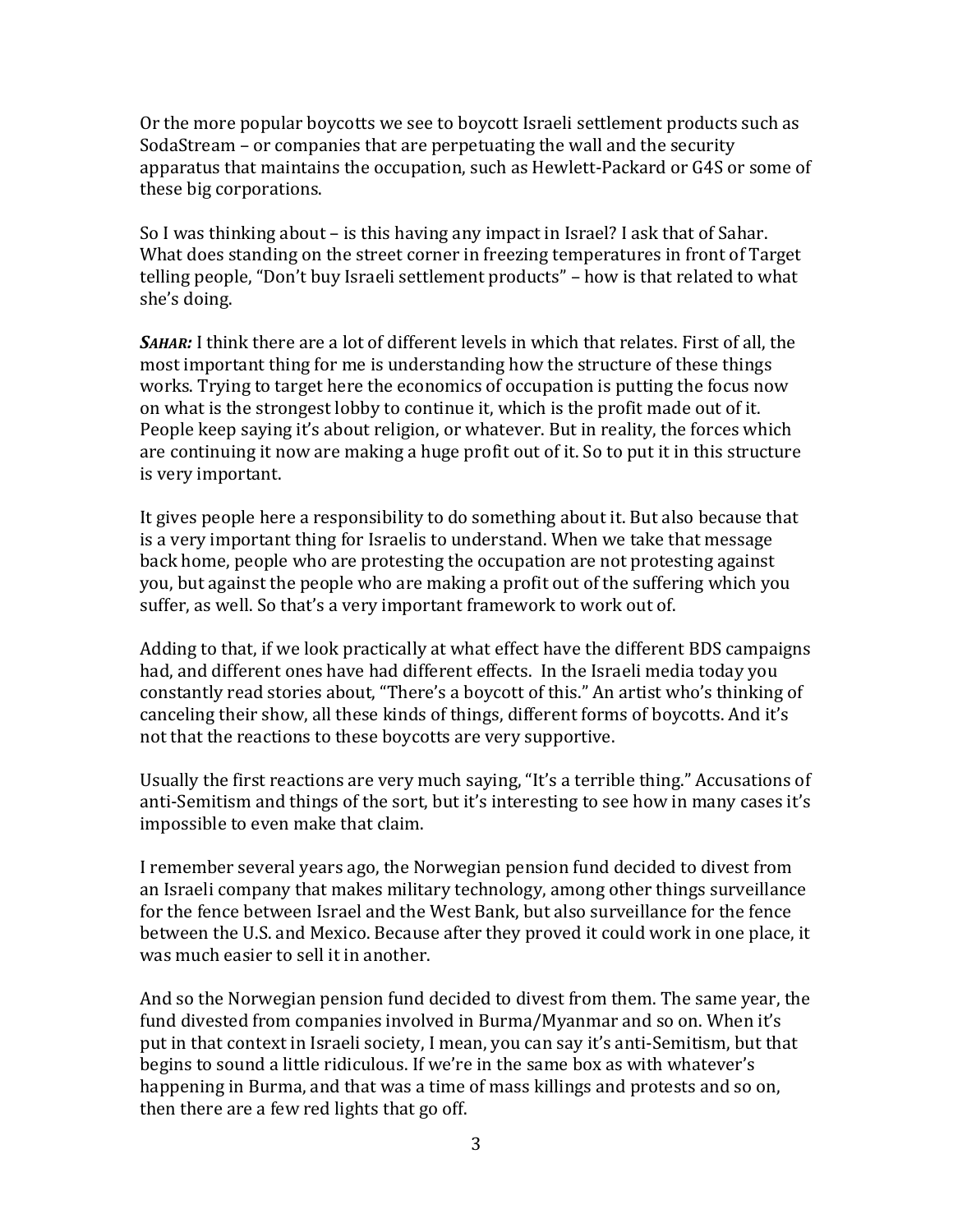Or the more popular boycotts we see to boycott Israeli settlement products such as SodaStream – or companies that are perpetuating the wall and the security apparatus that maintains the occupation, such as Hewlett-Packard or G4S or some of these big corporations.

So I was thinking about – is this having any impact in Israel? I ask that of Sahar. What does standing on the street corner in freezing temperatures in front of Target telling people, "Don't buy Israeli settlement products" – how is that related to what she's doing.

***SAHAR:*** I think there are a lot of different levels in which that relates. First of all, the most important thing for me is understanding how the structure of these things works. Trying to target here the economics of occupation is putting the focus now on what is the strongest lobby to continue it, which is the profit made out of it. People keep saying it's about religion, or whatever. But in reality, the forces which are continuing it now are making a huge profit out of it. So to put it in this structure is very important.

It gives people here a responsibility to do something about it. But also because that is a very important thing for Israelis to understand. When we take that message back home, people who are protesting the occupation are not protesting against you, but against the people who are making a profit out of the suffering which you suffer, as well. So that's a very important framework to work out of.

Adding to that, if we look practically at what effect have the different BDS campaigns had, and different ones have had different effects. In the Israeli media today you constantly read stories about, "There's a boycott of this." An artist who's thinking of canceling their show, all these kinds of things, different forms of boycotts. And it's not that the reactions to these boycotts are very supportive.

Usually the first reactions are very much saying, "It's a terrible thing." Accusations of anti-Semitism and things of the sort, but it's interesting to see how in many cases it's impossible to even make that claim.

I remember several years ago, the Norwegian pension fund decided to divest from an Israeli company that makes military technology, among other things surveillance for the fence between Israel and the West Bank, but also surveillance for the fence between the U.S. and Mexico. Because after they proved it could work in one place, it was much easier to sell it in another.

And so the Norwegian pension fund decided to divest from them. The same year, the fund divested from companies involved in Burma/Myanmar and so on. When it's put in that context in Israeli society, I mean, you can say it's anti-Semitism, but that begins to sound a little ridiculous. If we're in the same box as with whatever's happening in Burma, and that was a time of mass killings and protests and so on, then there are a few red lights that go off.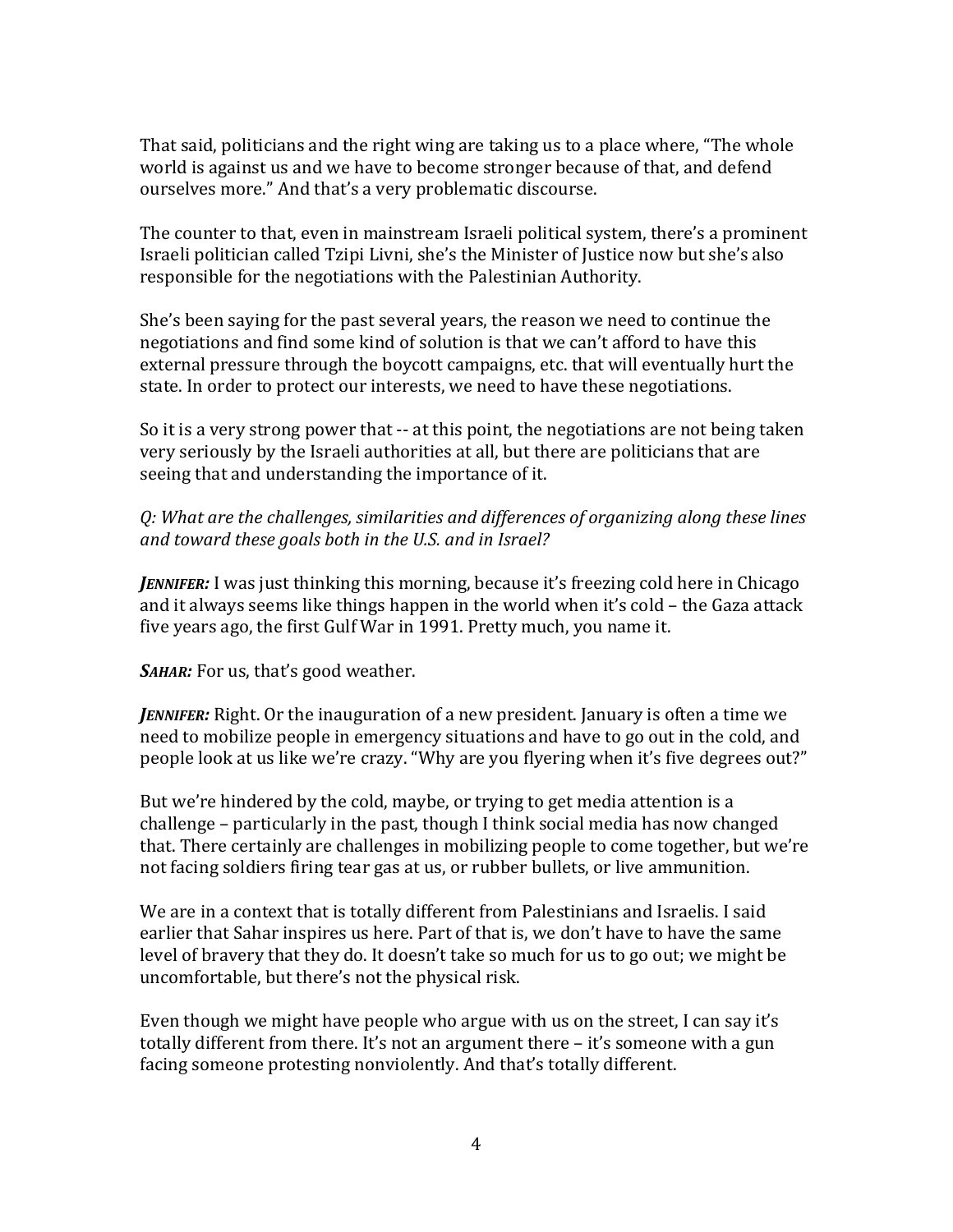That said, politicians and the right wing are taking us to a place where, "The whole world is against us and we have to become stronger because of that, and defend ourselves more." And that's a very problematic discourse.

The counter to that, even in mainstream Israeli political system, there's a prominent Israeli politician called Tzipi Livni, she's the Minister of Justice now but she's also responsible for the negotiations with the Palestinian Authority.

She's been saying for the past several years, the reason we need to continue the negotiations and find some kind of solution is that we can't afford to have this external pressure through the boycott campaigns, etc. that will eventually hurt the state. In order to protect our interests, we need to have these negotiations.

So it is a very strong power that -- at this point, the negotiations are not being taken very seriously by the Israeli authorities at all, but there are politicians that are seeing that and understanding the importance of it.

*Q: What are the challenges, similarities and differences of organizing along these lines and toward these goals both in the U.S. and in Israel?*

***JENNIFER:*** I was just thinking this morning, because it's freezing cold here in Chicago and it always seems like things happen in the world when it's cold – the Gaza attack five years ago, the first Gulf War in 1991. Pretty much, you name it.

***SAHAR:*** For us, that's good weather.

***JENNIFER:*** Right. Or the inauguration of a new president. January is often a time we need to mobilize people in emergency situations and have to go out in the cold, and people look at us like we're crazy. "Why are you flyering when it's five degrees out?"

But we're hindered by the cold, maybe, or trying to get media attention is a challenge – particularly in the past, though I think social media has now changed that. There certainly are challenges in mobilizing people to come together, but we're not facing soldiers firing tear gas at us, or rubber bullets, or live ammunition.

We are in a context that is totally different from Palestinians and Israelis. I said earlier that Sahar inspires us here. Part of that is, we don't have to have the same level of bravery that they do. It doesn't take so much for us to go out; we might be uncomfortable, but there's not the physical risk.

Even though we might have people who argue with us on the street, I can say it's totally different from there. It's not an argument there – it's someone with a gun facing someone protesting nonviolently. And that's totally different.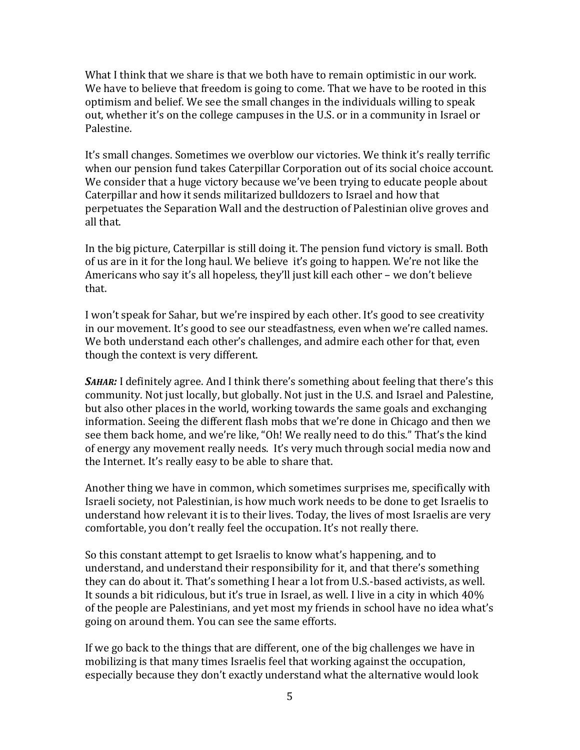What I think that we share is that we both have to remain optimistic in our work. We have to believe that freedom is going to come. That we have to be rooted in this optimism and belief. We see the small changes in the individuals willing to speak out, whether it's on the college campuses in the U.S. or in a community in Israel or Palestine.

It's small changes. Sometimes we overblow our victories. We think it's really terrific when our pension fund takes Caterpillar Corporation out of its social choice account. We consider that a huge victory because we've been trying to educate people about Caterpillar and how it sends militarized bulldozers to Israel and how that perpetuates the Separation Wall and the destruction of Palestinian olive groves and all that.

In the big picture, Caterpillar is still doing it. The pension fund victory is small. Both of us are in it for the long haul. We believe it's going to happen. We're not like the Americans who say it's all hopeless, they'll just kill each other – we don't believe that.

I won't speak for Sahar, but we're inspired by each other. It's good to see creativity in our movement. It's good to see our steadfastness, even when we're called names. We both understand each other's challenges, and admire each other for that, even though the context is very different.

***SAHAR:*** I definitely agree. And I think there's something about feeling that there's this community. Not just locally, but globally. Not just in the U.S. and Israel and Palestine, but also other places in the world, working towards the same goals and exchanging information. Seeing the different flash mobs that we're done in Chicago and then we see them back home, and we're like, "Oh! We really need to do this." That's the kind of energy any movement really needs. It's very much through social media now and the Internet. It's really easy to be able to share that.

Another thing we have in common, which sometimes surprises me, specifically with Israeli society, not Palestinian, is how much work needs to be done to get Israelis to understand how relevant it is to their lives. Today, the lives of most Israelis are very comfortable, you don't really feel the occupation. It's not really there.

So this constant attempt to get Israelis to know what's happening, and to understand, and understand their responsibility for it, and that there's something they can do about it. That's something I hear a lot from U.S.-based activists, as well. It sounds a bit ridiculous, but it's true in Israel, as well. I live in a city in which 40% of the people are Palestinians, and yet most my friends in school have no idea what's going on around them. You can see the same efforts.

If we go back to the things that are different, one of the big challenges we have in mobilizing is that many times Israelis feel that working against the occupation, especially because they don't exactly understand what the alternative would look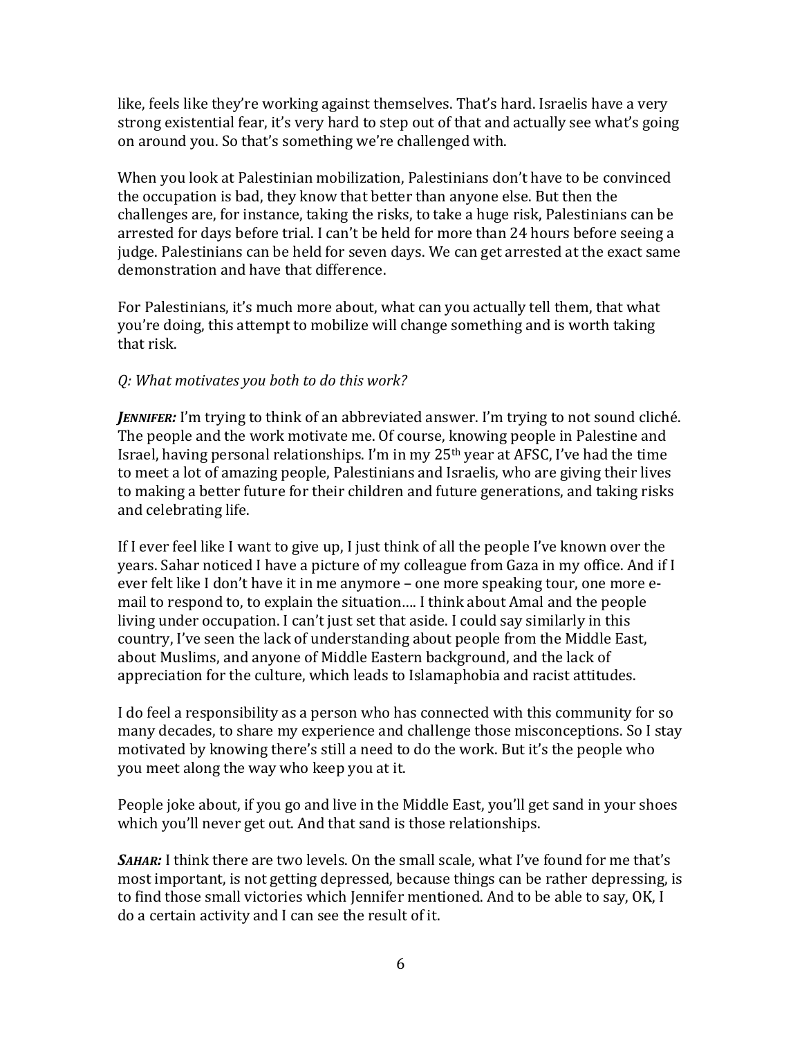like, feels like they're working against themselves. That's hard. Israelis have a very strong existential fear, it's very hard to step out of that and actually see what's going on around you. So that's something we're challenged with.

When you look at Palestinian mobilization, Palestinians don't have to be convinced the occupation is bad, they know that better than anyone else. But then the challenges are, for instance, taking the risks, to take a huge risk, Palestinians can be arrested for days before trial. I can't be held for more than 24 hours before seeing a judge. Palestinians can be held for seven days. We can get arrested at the exact same demonstration and have that difference.

For Palestinians, it's much more about, what can you actually tell them, that what you're doing, this attempt to mobilize will change something and is worth taking that risk.

*Q: What motivates you both to do this work?*

***JENNIFER:*** I'm trying to think of an abbreviated answer. I'm trying to not sound cliché. The people and the work motivate me. Of course, knowing people in Palestine and Israel, having personal relationships. I'm in my 25th year at AFSC, I've had the time to meet a lot of amazing people, Palestinians and Israelis, who are giving their lives to making a better future for their children and future generations, and taking risks and celebrating life.

If I ever feel like I want to give up, I just think of all the people I've known over the years. Sahar noticed I have a picture of my colleague from Gaza in my office. And if I ever felt like I don't have it in me anymore – one more speaking tour, one more e-mail to respond to, to explain the situation…. I think about Amal and the people living under occupation. I can't just set that aside. I could say similarly in this country, I've seen the lack of understanding about people from the Middle East, about Muslims, and anyone of Middle Eastern background, and the lack of appreciation for the culture, which leads to Islamaphobia and racist attitudes.

I do feel a responsibility as a person who has connected with this community for so many decades, to share my experience and challenge those misconceptions. So I stay motivated by knowing there's still a need to do the work. But it's the people who you meet along the way who keep you at it.

People joke about, if you go and live in the Middle East, you'll get sand in your shoes which you'll never get out. And that sand is those relationships.

***SAHAR:*** I think there are two levels. On the small scale, what I've found for me that's most important, is not getting depressed, because things can be rather depressing, is to find those small victories which Jennifer mentioned. And to be able to say, OK, I do a certain activity and I can see the result of it.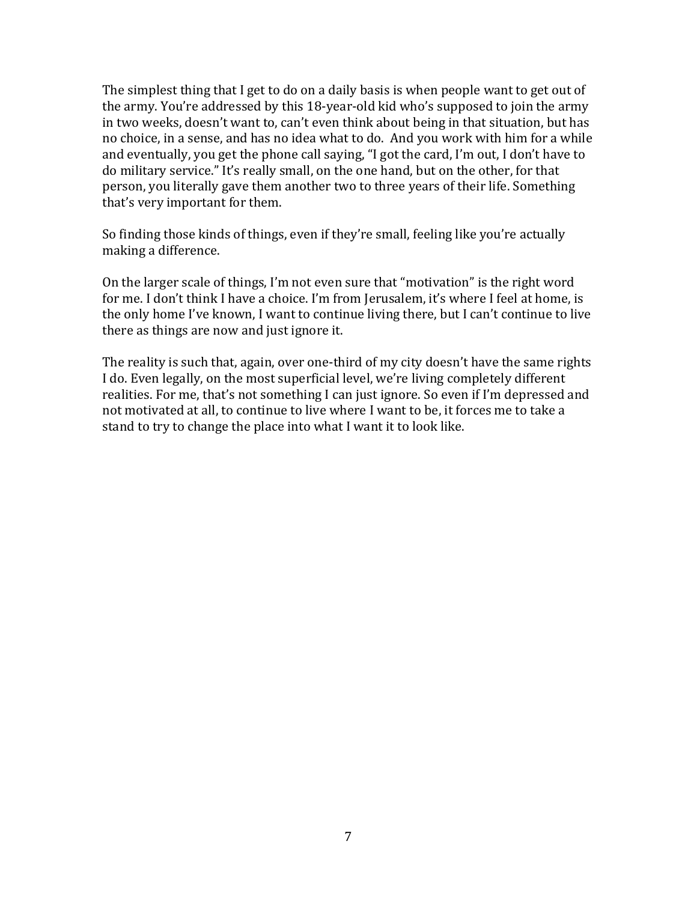The simplest thing that I get to do on a daily basis is when people want to get out of the army. You're addressed by this 18-year-old kid who's supposed to join the army in two weeks, doesn't want to, can't even think about being in that situation, but has no choice, in a sense, and has no idea what to do. And you work with him for a while and eventually, you get the phone call saying, "I got the card, I'm out, I don't have to do military service." It's really small, on the one hand, but on the other, for that person, you literally gave them another two to three years of their life. Something that's very important for them.

So finding those kinds of things, even if they're small, feeling like you're actually making a difference.

On the larger scale of things, I'm not even sure that "motivation" is the right word for me. I don't think I have a choice. I'm from Jerusalem, it's where I feel at home, is the only home I've known, I want to continue living there, but I can't continue to live there as things are now and just ignore it.

The reality is such that, again, over one-third of my city doesn't have the same rights I do. Even legally, on the most superficial level, we're living completely different realities. For me, that's not something I can just ignore. So even if I'm depressed and not motivated at all, to continue to live where I want to be, it forces me to take a stand to try to change the place into what I want it to look like.